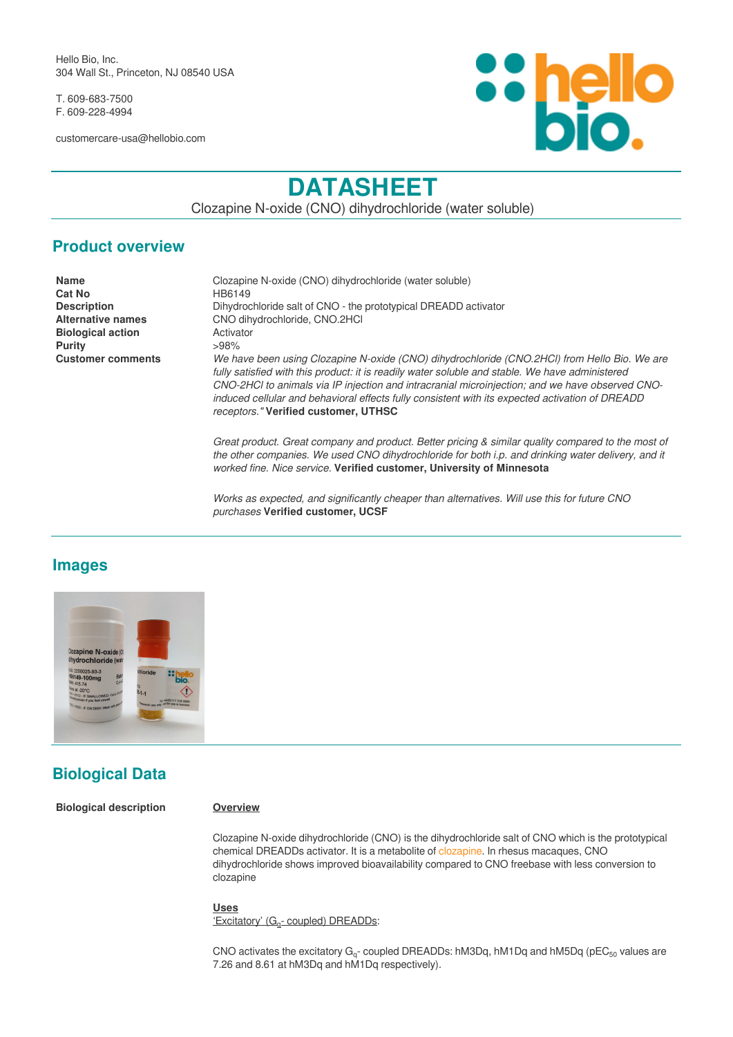Hello Bio, Inc.
304 Wall St., Princeton, NJ 08540 USA

T. 609-683-7500
F. 609-228-4994

customercare-usa@hellobio.com

# DATASHEET

Clozapine N-oxide (CNO) dihydrochloride (water soluble)

## Product overview

| | |
|---|---|
| **Name** | Clozapine N-oxide (CNO) dihydrochloride (water soluble) |
| **Cat No** | HB6149 |
| **Description** | Dihydrochloride salt of CNO - the prototypical DREADD activator |
| **Alternative names** | CNO dihydrochloride, CNO.2HCl |
| **Biological action** | Activator |
| **Purity** | >98% |
| **Customer comments** | *We have been using Clozapine N-oxide (CNO) dihydrochloride (CNO.2HCl) from Hello Bio. We are fully satisfied with this product: it is readily water soluble and stable. We have administered CNO-2HCl to animals via IP injection and intracranial microinjection; and we have observed CNO-induced cellular and behavioral effects fully consistent with its expected activation of DREADD receptors."* **Verified customer, UTHSC** |
| | *Great product. Great company and product. Better pricing & similar quality compared to the most of the other companies. We used CNO dihydrochloride for both i.p. and drinking water delivery, and it worked fine. Nice service.* **Verified customer, University of Minnesota** |
| | *Works as expected, and significantly cheaper than alternatives. Will use this for future CNO purchases* **Verified customer, UCSF** |

## Images

## Biological Data

**Biological description**

**Overview**

Clozapine N-oxide dihydrochloride (CNO) is the dihydrochloride salt of CNO which is the prototypical chemical DREADDs activator. It is a metabolite of clozapine. In rhesus macaques, CNO dihydrochloride shows improved bioavailability compared to CNO freebase with less conversion to clozapine

**Uses**

'Excitatory' ($G_q$- coupled) DREADDs:

CNO activates the excitatory $G_q$- coupled DREADDs: hM3Dq, hM1Dq and hM5Dq ($pEC_{50}$ values are 7.26 and 8.61 at hM3Dq and hM1Dq respectively).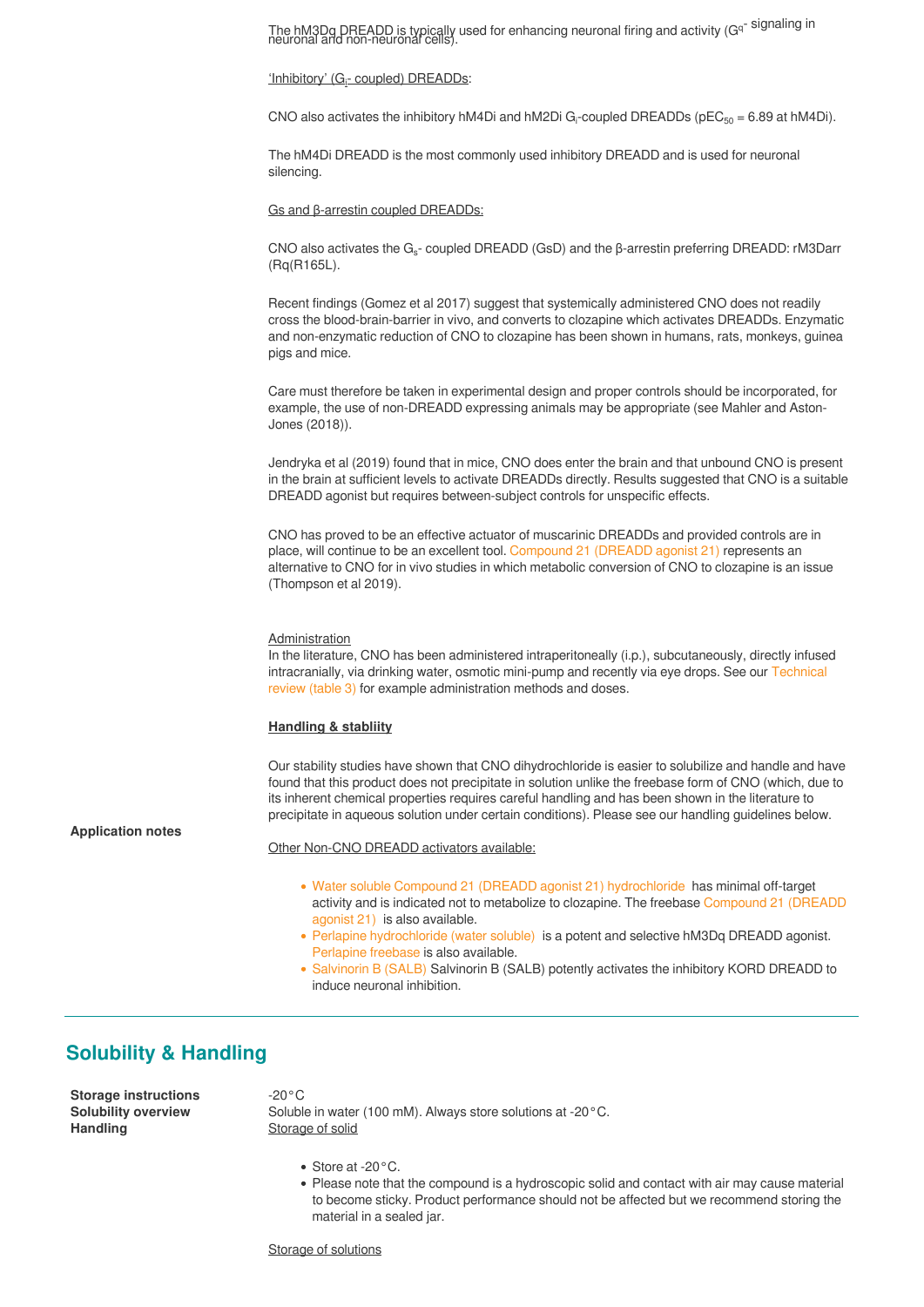The hM3Dq DREADD is typically used for enhancing neuronal firing and activity ($G^q$- signaling in neuronal and non-neuronal cells).

'Inhibitory' ($G_i$- coupled) DREADDs:

CNO also activates the inhibitory hM4Di and hM2Di $G_i$-coupled DREADDs ($pEC_{50}$ = 6.89 at hM4Di).

The hM4Di DREADD is the most commonly used inhibitory DREADD and is used for neuronal silencing.

Gs and β-arrestin coupled DREADDs:

CNO also activates the $G_s$- coupled DREADD (GsD) and the β-arrestin preferring DREADD: rM3Darr (Rq(R165L).

Recent findings (Gomez et al 2017) suggest that systemically administered CNO does not readily cross the blood-brain-barrier in vivo, and converts to clozapine which activates DREADDs. Enzymatic and non-enzymatic reduction of CNO to clozapine has been shown in humans, rats, monkeys, guinea pigs and mice.

Care must therefore be taken in experimental design and proper controls should be incorporated, for example, the use of non-DREADD expressing animals may be appropriate (see Mahler and Aston-Jones (2018)).

Jendryka et al (2019) found that in mice, CNO does enter the brain and that unbound CNO is present in the brain at sufficient levels to activate DREADDs directly. Results suggested that CNO is a suitable DREADD agonist but requires between-subject controls for unspecific effects.

CNO has proved to be an effective actuator of muscarinic DREADDs and provided controls are in place, will continue to be an excellent tool. Compound 21 (DREADD agonist 21) represents an alternative to CNO for in vivo studies in which metabolic conversion of CNO to clozapine is an issue (Thompson et al 2019).

**Application notes**

Administration
In the literature, CNO has been administered intraperitoneally (i.p.), subcutaneously, directly infused intracranially, via drinking water, osmotic mini-pump and recently via eye drops. See our Technical review (table 3) for example administration methods and doses.

**Handling & stabliity**

Our stability studies have shown that CNO dihydrochloride is easier to solubilize and handle and have found that this product does not precipitate in solution unlike the freebase form of CNO (which, due to its inherent chemical properties requires careful handling and has been shown in the literature to precipitate in aqueous solution under certain conditions). Please see our handling guidelines below.

Other Non-CNO DREADD activators available:

- Water soluble Compound 21 (DREADD agonist 21) hydrochloride has minimal off-target activity and is indicated not to metabolize to clozapine. The freebase Compound 21 (DREADD agonist 21) is also available.
- Perlapine hydrochloride (water soluble) is a potent and selective hM3Dq DREADD agonist. Perlapine freebase is also available.
- Salvinorin B (SALB) Salvinorin B (SALB) potently activates the inhibitory KORD DREADD to induce neuronal inhibition.

## Solubility & Handling

**Storage instructions** -20°C

**Solubility overview** Soluble in water (100 mM). Always store solutions at -20°C.

**Handling**

Storage of solid

- Store at -20°C.
- Please note that the compound is a hydroscopic solid and contact with air may cause material to become sticky. Product performance should not be affected but we recommend storing the material in a sealed jar.

Storage of solutions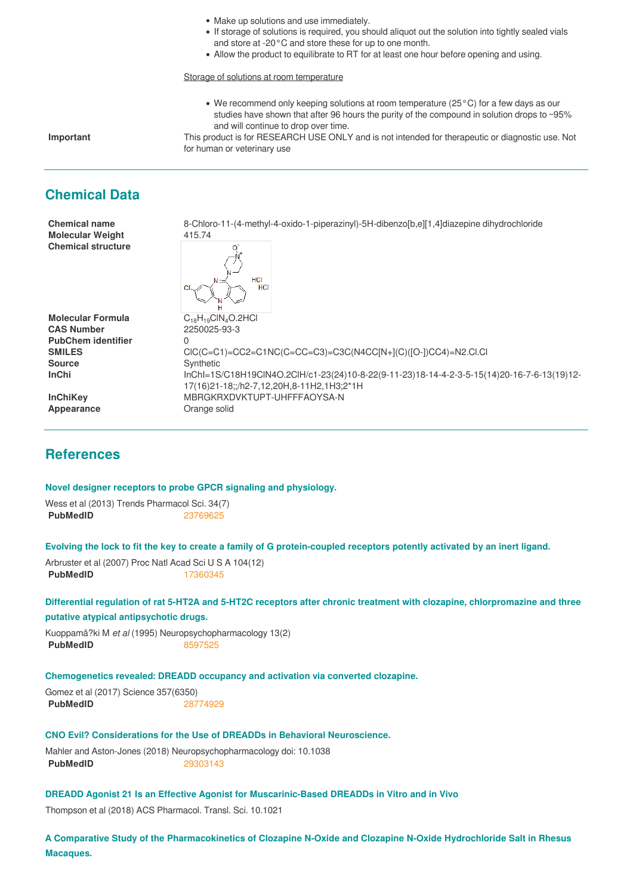- Make up solutions and use immediately.
- If storage of solutions is required, you should aliquot out the solution into tightly sealed vials and store at -20°C and store these for up to one month.
- Allow the product to equilibrate to RT for at least one hour before opening and using.

Storage of solutions at room temperature

- We recommend only keeping solutions at room temperature (25°C) for a few days as our studies have shown that after 96 hours the purity of the compound in solution drops to ~95% and will continue to drop over time.

**Important** This product is for RESEARCH USE ONLY and is not intended for therapeutic or diagnostic use. Not for human or veterinary use

## Chemical Data

| | |
|---|---|
| **Chemical name** | 8-Chloro-11-(4-methyl-4-oxido-1-piperazinyl)-5H-dibenzo[b,e][1,4]diazepine dihydrochloride |
| **Molecular Weight** | 415.74 |
| **Chemical structure** | |
| **Molecular Formula** | $C_{18}H_{19}ClN_4O.2HCl$ |
| **CAS Number** | 2250025-93-3 |
| **PubChem identifier** | 0 |
| **SMILES** | ClC(C=C1)=CC2=C1NC(C=CC=C3)=C3C(N4CC[N+](C)([O-])CC4)=N2.Cl.Cl |
| **Source** | Synthetic |
| **InChi** | InChI=1S/C18H19ClN4O.2ClH/c1-23(24)10-8-22(9-11-23)18-14-4-2-3-5-15(14)20-16-7-6-13(19)12-17(16)21-18;;/h2-7,12,20H,8-11H2,1H3;2*1H |
| **InChiKey** | MBRGKRXDVKTUPT-UHFFFAOYSA-N |
| **Appearance** | Orange solid |

## References

### Novel designer receptors to probe GPCR signaling and physiology.

Wess et al (2013) Trends Pharmacol Sci. 34(7)
**PubMedID** 23769625

### Evolving the lock to fit the key to create a family of G protein-coupled receptors potently activated by an inert ligand.

Arbruster et al (2007) Proc Natl Acad Sci U S A 104(12)
**PubMedID** 17360345

### Differential regulation of rat 5-HT2A and 5-HT2C receptors after chronic treatment with clozapine, chlorpromazine and three putative atypical antipsychotic drugs.

Kuoppamã?ki M *et al* (1995) Neuropsychopharmacology 13(2)
**PubMedID** 8597525

### Chemogenetics revealed: DREADD occupancy and activation via converted clozapine.

Gomez et al (2017) Science 357(6350)
**PubMedID** 28774929

### CNO Evil? Considerations for the Use of DREADDs in Behavioral Neuroscience.

Mahler and Aston-Jones (2018) Neuropsychopharmacology doi: 10.1038
**PubMedID** 29303143

### DREADD Agonist 21 Is an Effective Agonist for Muscarinic-Based DREADDs in Vitro and in Vivo

Thompson et al (2018) ACS Pharmacol. Transl. Sci. 10.1021

### A Comparative Study of the Pharmacokinetics of Clozapine N-Oxide and Clozapine N-Oxide Hydrochloride Salt in Rhesus Macaques.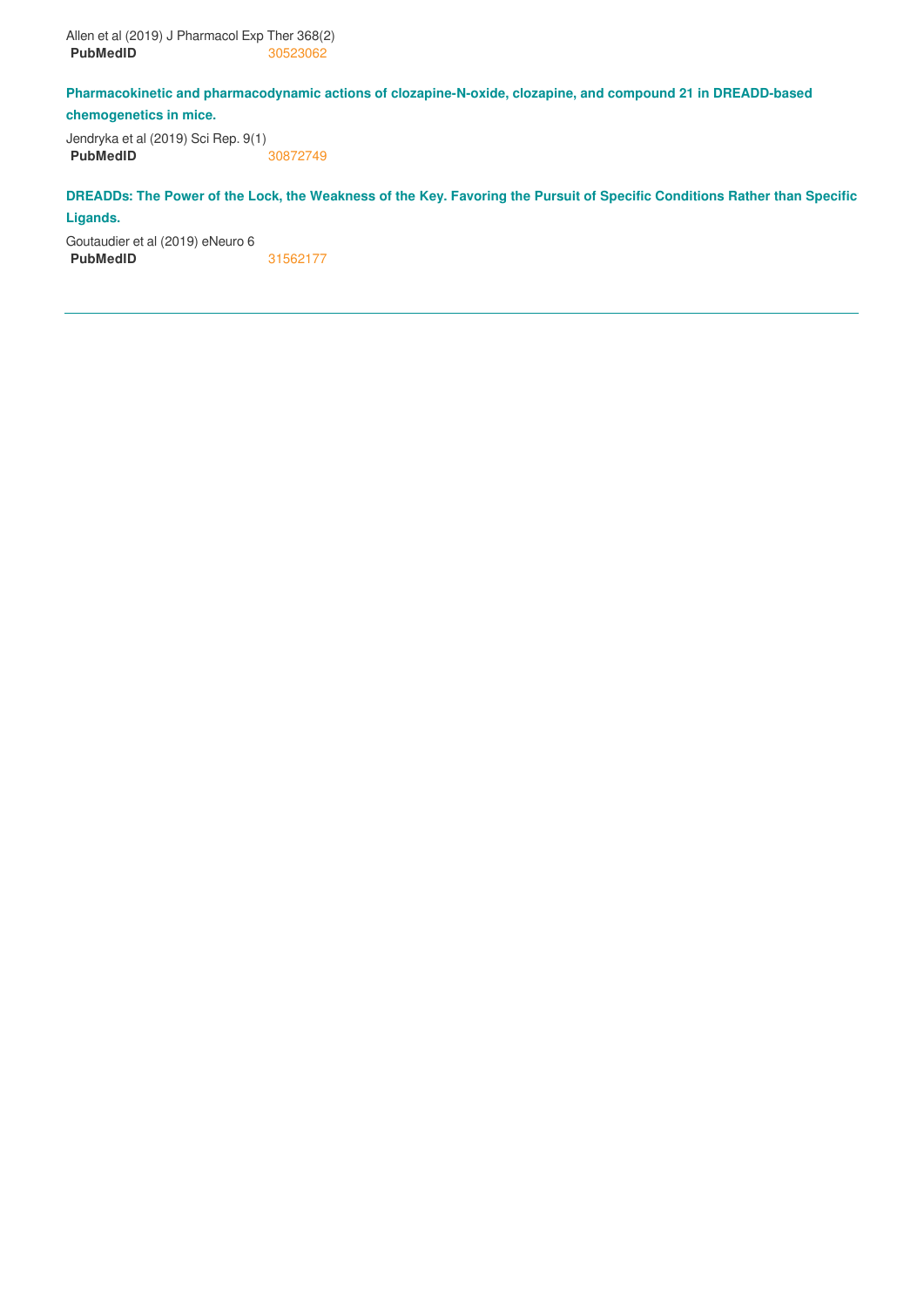Allen et al (2019) J Pharmacol Exp Ther 368(2)
**PubMedID** 30523062

**Pharmacokinetic and pharmacodynamic actions of clozapine-N-oxide, clozapine, and compound 21 in DREADD-based chemogenetics in mice.**

Jendryka et al (2019) Sci Rep. 9(1)
**PubMedID** 30872749

**DREADDs: The Power of the Lock, the Weakness of the Key. Favoring the Pursuit of Specific Conditions Rather than Specific Ligands.**

Goutaudier et al (2019) eNeuro 6
**PubMedID** 31562177